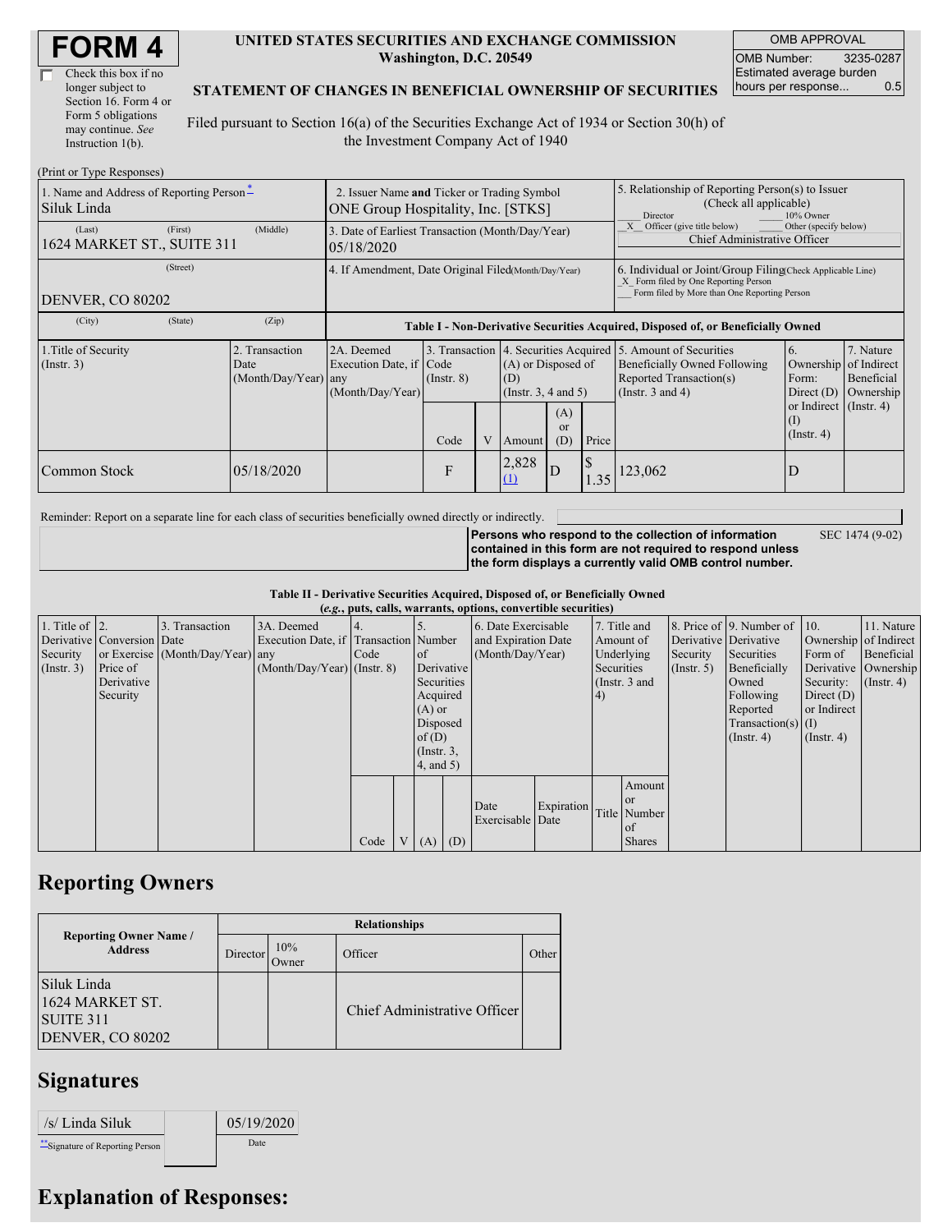# FORM 4

☐ Check this box if no longer subject to Section 16. Form 4 or Form 5 obligations may continue. *See* Instruction 1(b).

**UNITED STATES SECURITIES AND EXCHANGE COMMISSION**
**Washington, D.C. 20549**

**STATEMENT OF CHANGES IN BENEFICIAL OWNERSHIP OF SECURITIES**

Filed pursuant to Section 16(a) of the Securities Exchange Act of 1934 or Section 30(h) of the Investment Company Act of 1940

| OMB APPROVAL | |
|---|---|
| OMB Number: | 3235-0287 |
| Estimated average burden hours per response... | 0.5 |

(Print or Type Responses)

| 1. Name and Address of Reporting Person* | 2. Issuer Name and Ticker or Trading Symbol | 5. Relationship of Reporting Person(s) to Issuer (Check all applicable) |
|---|---|---|
| Siluk Linda | ONE Group Hospitality, Inc. [STKS] | ___ Director ___ 10% Owner |
| (Last) (First) (Middle) 1624 MARKET ST., SUITE 311 | 3. Date of Earliest Transaction (Month/Day/Year) 05/18/2020 | _X_ Officer (give title below) ___ Other (specify below) Chief Administrative Officer |
| (Street) DENVER, CO 80202 | 4. If Amendment, Date Original Filed(Month/Day/Year) | 6. Individual or Joint/Group Filing(Check Applicable Line) _X_ Form filed by One Reporting Person ___ Form filed by More than One Reporting Person |
| (City) (State) (Zip) | | |

**Table I - Non-Derivative Securities Acquired, Disposed of, or Beneficially Owned**

| 1.Title of Security (Instr. 3) | 2. Transaction Date (Month/Day/Year) | 2A. Deemed Execution Date, if any (Month/Day/Year) | 3. Transaction Code (Instr. 8) | | 4. Securities Acquired (A) or Disposed of (D) (Instr. 3, 4 and 5) | | | 5. Amount of Securities Beneficially Owned Following Reported Transaction(s) (Instr. 3 and 4) | 6. Ownership Form: Direct (D) or Indirect (I) (Instr. 4) | 7. Nature of Indirect Beneficial Ownership (Instr. 4) |
|---|---|---|---|---|---|---|---|---|---|---|
| | | | Code | V | Amount | (A) or (D) | Price | | | |
| Common Stock | 05/18/2020 | | F | | 2,828 (1) | D | $ 1.35 | 123,062 | D | |

Reminder: Report on a separate line for each class of securities beneficially owned directly or indirectly.

**Persons who respond to the collection of information contained in this form are not required to respond unless the form displays a currently valid OMB control number.** SEC 1474 (9-02)

**Table II - Derivative Securities Acquired, Disposed of, or Beneficially Owned**
**(*e.g.*, puts, calls, warrants, options, convertible securities)**

| 1. Title of Derivative Security (Instr. 3) | 2. Conversion or Exercise Price of Derivative Security | 3. Transaction Date (Month/Day/Year) | 3A. Deemed Execution Date, if any (Month/Day/Year) | 4. Transaction Code (Instr. 8) | | 5. Number of Derivative Securities Acquired (A) or Disposed of (D) (Instr. 3, 4, and 5) | | 6. Date Exercisable and Expiration Date (Month/Day/Year) | | 7. Title and Amount of Underlying Securities (Instr. 3 and 4) | | 8. Price of Derivative Security (Instr. 5) | 9. Number of Derivative Securities Beneficially Owned Following Reported Transaction(s) (Instr. 4) | 10. Ownership Form of Derivative Security: Direct (D) or Indirect (I) (Instr. 4) | 11. Nature of Indirect Beneficial Ownership (Instr. 4) |
|---|---|---|---|---|---|---|---|---|---|---|---|---|---|---|---|
| | | | | Code | V | (A) | (D) | Date Exercisable | Expiration Date | Title | Amount or Number of Shares | | | | |

## Reporting Owners

| Reporting Owner Name / Address | Relationships | | | |
|---|---|---|---|---|
| | Director | 10% Owner | Officer | Other |
| Siluk Linda 1624 MARKET ST. SUITE 311 DENVER, CO 80202 | | | Chief Administrative Officer | |

## Signatures

| /s/ Linda Siluk | | 05/19/2020 |
|---|---|---|
| **Signature of Reporting Person | | Date |

## Explanation of Responses: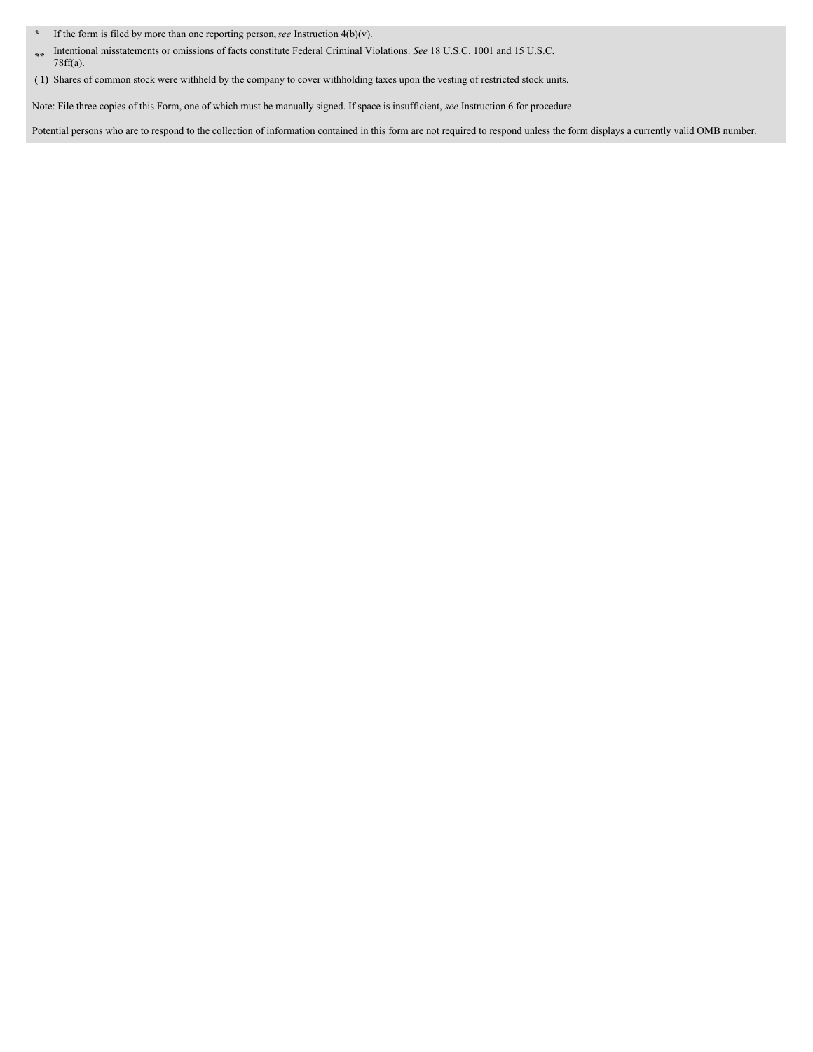| | |
|---|---|
| * | If the form is filed by more than one reporting person, *see* Instruction 4(b)(v). |
| ** | Intentional misstatements or omissions of facts constitute Federal Criminal Violations. *See* 18 U.S.C. 1001 and 15 U.S.C. 78ff(a). |
| **( 1)** | Shares of common stock were withheld by the company to cover withholding taxes upon the vesting of restricted stock units. |

Note: File three copies of this Form, one of which must be manually signed. If space is insufficient, *see* Instruction 6 for procedure.

Potential persons who are to respond to the collection of information contained in this form are not required to respond unless the form displays a currently valid OMB number.